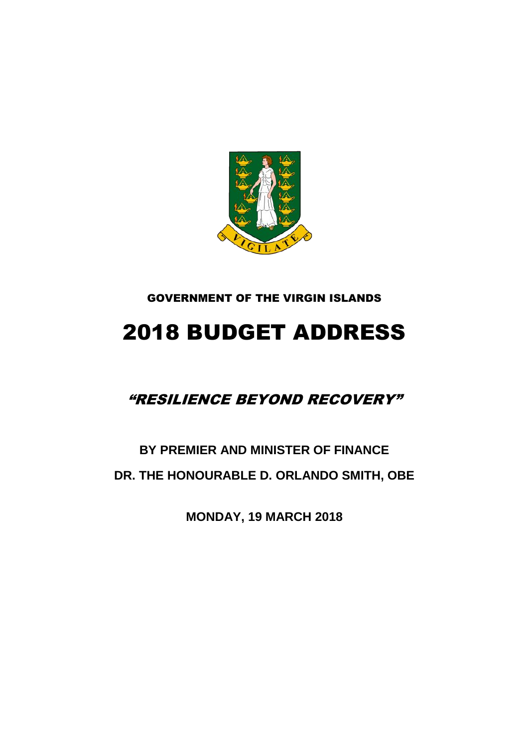GOVERNMENT OF THE VIRGIN ISLANDS

# 2018 BUDGET ADDRESS

## *"RESILIENCE BEYOND RECOVERY"*

**BY PREMIER AND MINISTER OF FINANCE**

**DR. THE HONOURABLE D. ORLANDO SMITH, OBE**

**MONDAY, 19 MARCH 2018**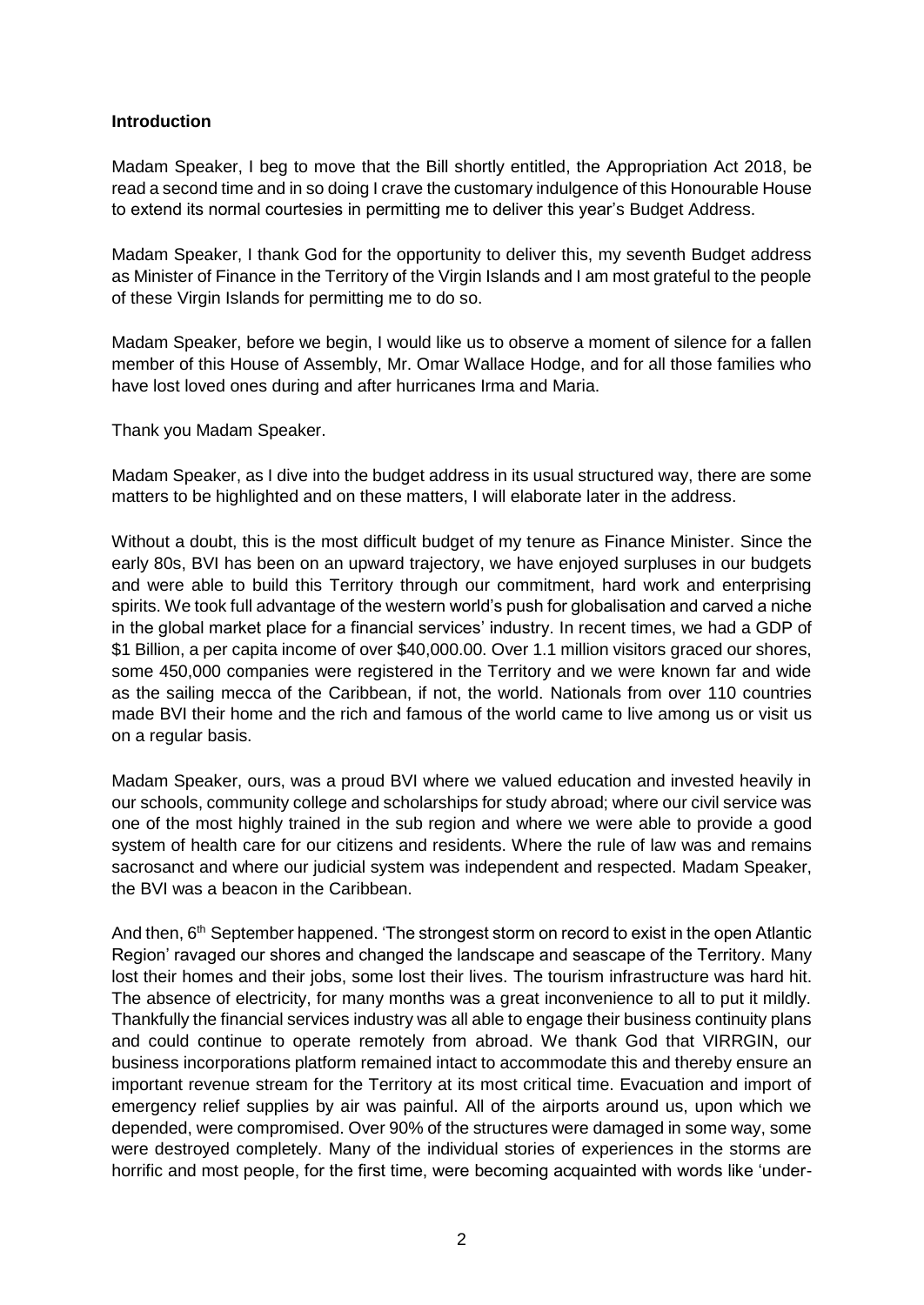**Introduction**

Madam Speaker, I beg to move that the Bill shortly entitled, the Appropriation Act 2018, be read a second time and in so doing I crave the customary indulgence of this Honourable House to extend its normal courtesies in permitting me to deliver this year's Budget Address.

Madam Speaker, I thank God for the opportunity to deliver this, my seventh Budget address as Minister of Finance in the Territory of the Virgin Islands and I am most grateful to the people of these Virgin Islands for permitting me to do so.

Madam Speaker, before we begin, I would like us to observe a moment of silence for a fallen member of this House of Assembly, Mr. Omar Wallace Hodge, and for all those families who have lost loved ones during and after hurricanes Irma and Maria.

Thank you Madam Speaker.

Madam Speaker, as I dive into the budget address in its usual structured way, there are some matters to be highlighted and on these matters, I will elaborate later in the address.

Without a doubt, this is the most difficult budget of my tenure as Finance Minister. Since the early 80s, BVI has been on an upward trajectory, we have enjoyed surpluses in our budgets and were able to build this Territory through our commitment, hard work and enterprising spirits. We took full advantage of the western world's push for globalisation and carved a niche in the global market place for a financial services' industry. In recent times, we had a GDP of \$1 Billion, a per capita income of over \$40,000.00. Over 1.1 million visitors graced our shores, some 450,000 companies were registered in the Territory and we were known far and wide as the sailing mecca of the Caribbean, if not, the world. Nationals from over 110 countries made BVI their home and the rich and famous of the world came to live among us or visit us on a regular basis.

Madam Speaker, ours, was a proud BVI where we valued education and invested heavily in our schools, community college and scholarships for study abroad; where our civil service was one of the most highly trained in the sub region and where we were able to provide a good system of health care for our citizens and residents. Where the rule of law was and remains sacrosanct and where our judicial system was independent and respected. Madam Speaker, the BVI was a beacon in the Caribbean.

And then, 6th September happened. 'The strongest storm on record to exist in the open Atlantic Region' ravaged our shores and changed the landscape and seascape of the Territory. Many lost their homes and their jobs, some lost their lives. The tourism infrastructure was hard hit. The absence of electricity, for many months was a great inconvenience to all to put it mildly. Thankfully the financial services industry was all able to engage their business continuity plans and could continue to operate remotely from abroad. We thank God that VIRRGIN, our business incorporations platform remained intact to accommodate this and thereby ensure an important revenue stream for the Territory at its most critical time. Evacuation and import of emergency relief supplies by air was painful. All of the airports around us, upon which we depended, were compromised. Over 90% of the structures were damaged in some way, some were destroyed completely. Many of the individual stories of experiences in the storms are horrific and most people, for the first time, were becoming acquainted with words like 'under-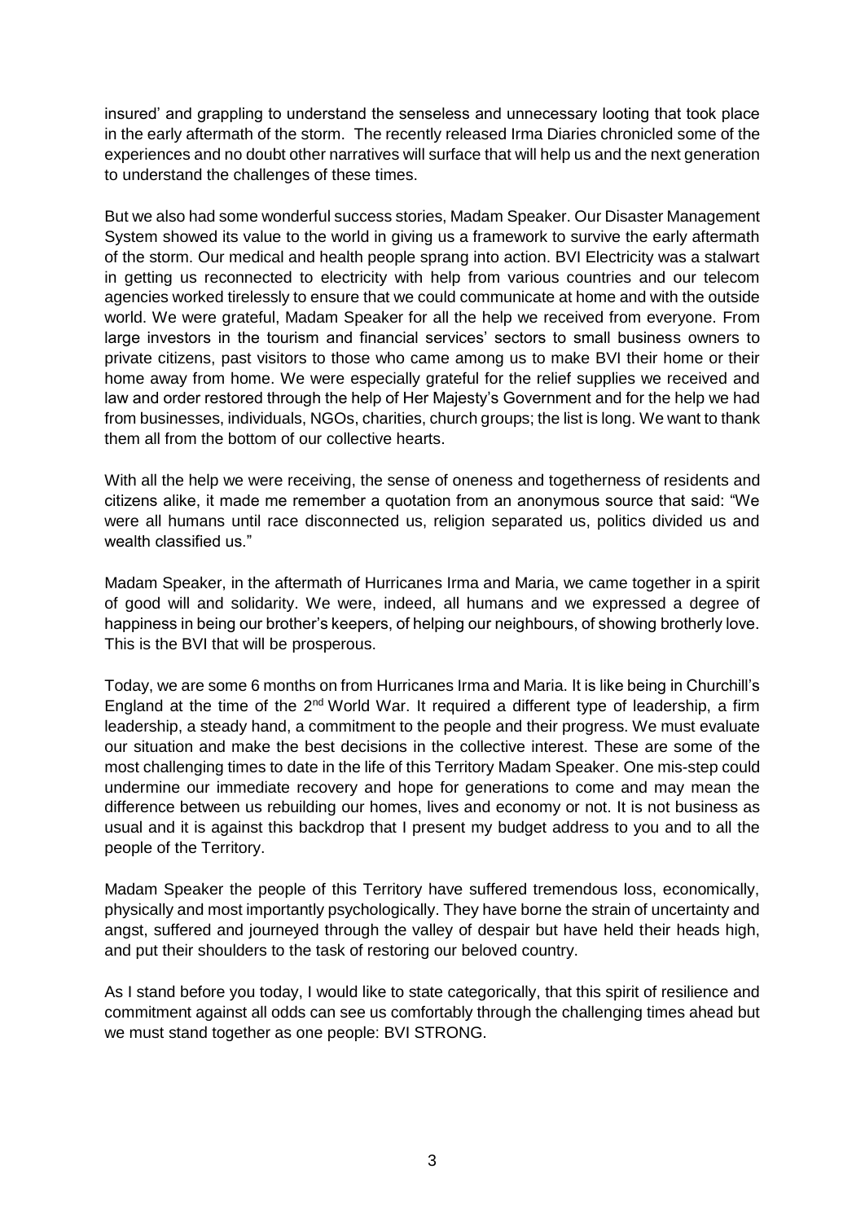insured' and grappling to understand the senseless and unnecessary looting that took place in the early aftermath of the storm. The recently released Irma Diaries chronicled some of the experiences and no doubt other narratives will surface that will help us and the next generation to understand the challenges of these times.

But we also had some wonderful success stories, Madam Speaker. Our Disaster Management System showed its value to the world in giving us a framework to survive the early aftermath of the storm. Our medical and health people sprang into action. BVI Electricity was a stalwart in getting us reconnected to electricity with help from various countries and our telecom agencies worked tirelessly to ensure that we could communicate at home and with the outside world. We were grateful, Madam Speaker for all the help we received from everyone. From large investors in the tourism and financial services' sectors to small business owners to private citizens, past visitors to those who came among us to make BVI their home or their home away from home. We were especially grateful for the relief supplies we received and law and order restored through the help of Her Majesty's Government and for the help we had from businesses, individuals, NGOs, charities, church groups; the list is long. We want to thank them all from the bottom of our collective hearts.

With all the help we were receiving, the sense of oneness and togetherness of residents and citizens alike, it made me remember a quotation from an anonymous source that said: "We were all humans until race disconnected us, religion separated us, politics divided us and wealth classified us."

Madam Speaker, in the aftermath of Hurricanes Irma and Maria, we came together in a spirit of good will and solidarity. We were, indeed, all humans and we expressed a degree of happiness in being our brother's keepers, of helping our neighbours, of showing brotherly love. This is the BVI that will be prosperous.

Today, we are some 6 months on from Hurricanes Irma and Maria. It is like being in Churchill's England at the time of the 2nd World War. It required a different type of leadership, a firm leadership, a steady hand, a commitment to the people and their progress. We must evaluate our situation and make the best decisions in the collective interest. These are some of the most challenging times to date in the life of this Territory Madam Speaker. One mis-step could undermine our immediate recovery and hope for generations to come and may mean the difference between us rebuilding our homes, lives and economy or not. It is not business as usual and it is against this backdrop that I present my budget address to you and to all the people of the Territory.

Madam Speaker the people of this Territory have suffered tremendous loss, economically, physically and most importantly psychologically. They have borne the strain of uncertainty and angst, suffered and journeyed through the valley of despair but have held their heads high, and put their shoulders to the task of restoring our beloved country.

As I stand before you today, I would like to state categorically, that this spirit of resilience and commitment against all odds can see us comfortably through the challenging times ahead but we must stand together as one people: BVI STRONG.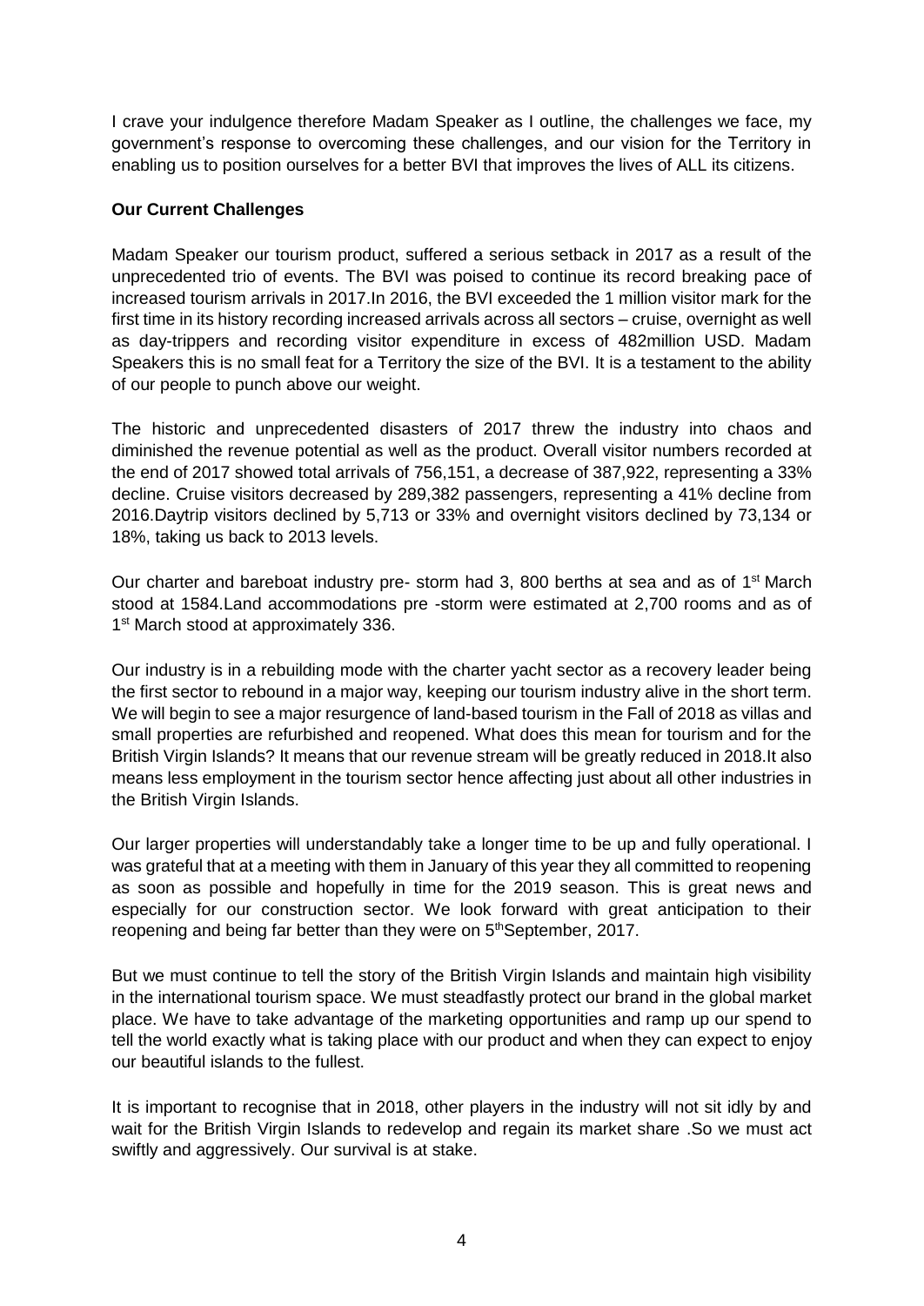I crave your indulgence therefore Madam Speaker as I outline, the challenges we face, my government's response to overcoming these challenges, and our vision for the Territory in enabling us to position ourselves for a better BVI that improves the lives of ALL its citizens.

**Our Current Challenges**

Madam Speaker our tourism product, suffered a serious setback in 2017 as a result of the unprecedented trio of events. The BVI was poised to continue its record breaking pace of increased tourism arrivals in 2017.In 2016, the BVI exceeded the 1 million visitor mark for the first time in its history recording increased arrivals across all sectors – cruise, overnight as well as day-trippers and recording visitor expenditure in excess of 482million USD. Madam Speakers this is no small feat for a Territory the size of the BVI. It is a testament to the ability of our people to punch above our weight.

The historic and unprecedented disasters of 2017 threw the industry into chaos and diminished the revenue potential as well as the product. Overall visitor numbers recorded at the end of 2017 showed total arrivals of 756,151, a decrease of 387,922, representing a 33% decline. Cruise visitors decreased by 289,382 passengers, representing a 41% decline from 2016.Daytrip visitors declined by 5,713 or 33% and overnight visitors declined by 73,134 or 18%, taking us back to 2013 levels.

Our charter and bareboat industry pre- storm had 3, 800 berths at sea and as of 1st March stood at 1584.Land accommodations pre -storm were estimated at 2,700 rooms and as of 1st March stood at approximately 336.

Our industry is in a rebuilding mode with the charter yacht sector as a recovery leader being the first sector to rebound in a major way, keeping our tourism industry alive in the short term. We will begin to see a major resurgence of land-based tourism in the Fall of 2018 as villas and small properties are refurbished and reopened. What does this mean for tourism and for the British Virgin Islands? It means that our revenue stream will be greatly reduced in 2018.It also means less employment in the tourism sector hence affecting just about all other industries in the British Virgin Islands.

Our larger properties will understandably take a longer time to be up and fully operational. I was grateful that at a meeting with them in January of this year they all committed to reopening as soon as possible and hopefully in time for the 2019 season. This is great news and especially for our construction sector. We look forward with great anticipation to their reopening and being far better than they were on 5thSeptember, 2017.

But we must continue to tell the story of the British Virgin Islands and maintain high visibility in the international tourism space. We must steadfastly protect our brand in the global market place. We have to take advantage of the marketing opportunities and ramp up our spend to tell the world exactly what is taking place with our product and when they can expect to enjoy our beautiful islands to the fullest.

It is important to recognise that in 2018, other players in the industry will not sit idly by and wait for the British Virgin Islands to redevelop and regain its market share .So we must act swiftly and aggressively. Our survival is at stake.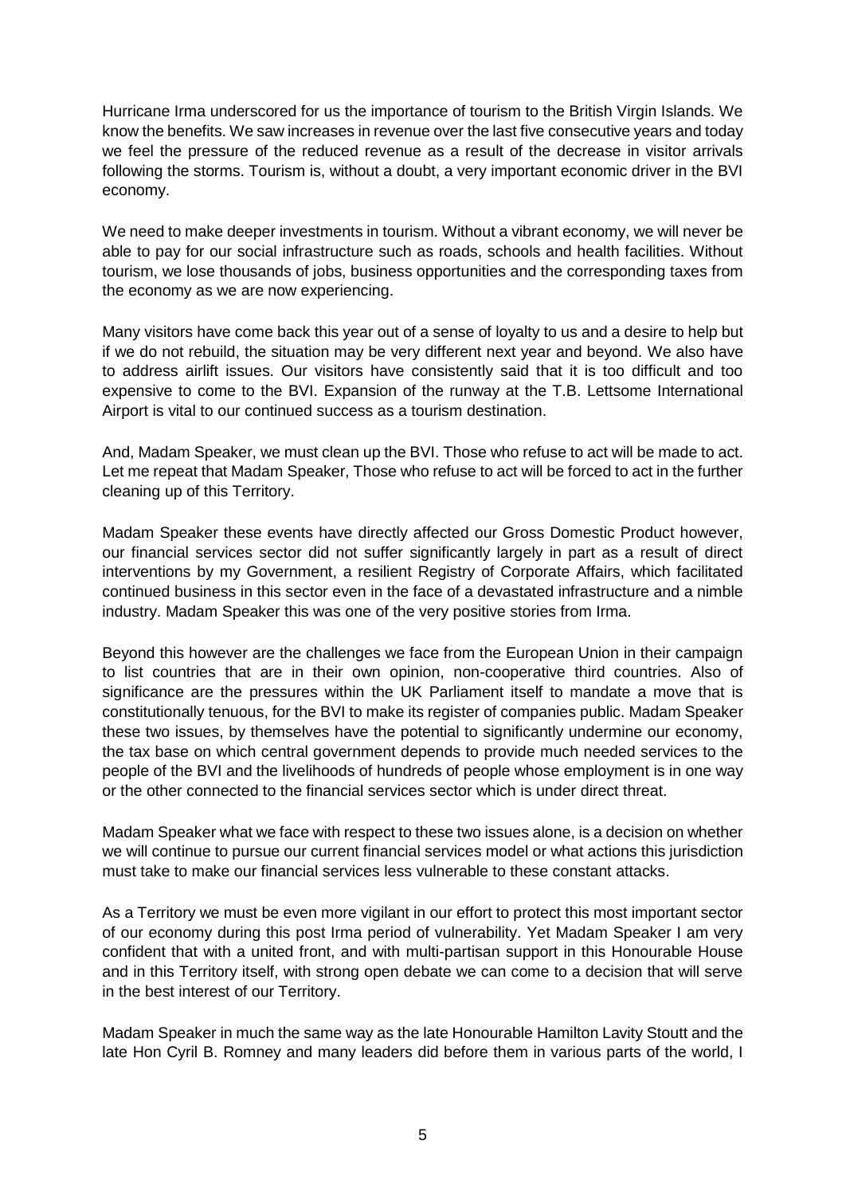Hurricane Irma underscored for us the importance of tourism to the British Virgin Islands. We know the benefits. We saw increases in revenue over the last five consecutive years and today we feel the pressure of the reduced revenue as a result of the decrease in visitor arrivals following the storms. Tourism is, without a doubt, a very important economic driver in the BVI economy.

We need to make deeper investments in tourism. Without a vibrant economy, we will never be able to pay for our social infrastructure such as roads, schools and health facilities. Without tourism, we lose thousands of jobs, business opportunities and the corresponding taxes from the economy as we are now experiencing.

Many visitors have come back this year out of a sense of loyalty to us and a desire to help but if we do not rebuild, the situation may be very different next year and beyond. We also have to address airlift issues. Our visitors have consistently said that it is too difficult and too expensive to come to the BVI. Expansion of the runway at the T.B. Lettsome International Airport is vital to our continued success as a tourism destination.

And, Madam Speaker, we must clean up the BVI. Those who refuse to act will be made to act. Let me repeat that Madam Speaker, Those who refuse to act will be forced to act in the further cleaning up of this Territory.

Madam Speaker these events have directly affected our Gross Domestic Product however, our financial services sector did not suffer significantly largely in part as a result of direct interventions by my Government, a resilient Registry of Corporate Affairs, which facilitated continued business in this sector even in the face of a devastated infrastructure and a nimble industry. Madam Speaker this was one of the very positive stories from Irma.

Beyond this however are the challenges we face from the European Union in their campaign to list countries that are in their own opinion, non-cooperative third countries. Also of significance are the pressures within the UK Parliament itself to mandate a move that is constitutionally tenuous, for the BVI to make its register of companies public. Madam Speaker these two issues, by themselves have the potential to significantly undermine our economy, the tax base on which central government depends to provide much needed services to the people of the BVI and the livelihoods of hundreds of people whose employment is in one way or the other connected to the financial services sector which is under direct threat.

Madam Speaker what we face with respect to these two issues alone, is a decision on whether we will continue to pursue our current financial services model or what actions this jurisdiction must take to make our financial services less vulnerable to these constant attacks.

As a Territory we must be even more vigilant in our effort to protect this most important sector of our economy during this post Irma period of vulnerability. Yet Madam Speaker I am very confident that with a united front, and with multi-partisan support in this Honourable House and in this Territory itself, with strong open debate we can come to a decision that will serve in the best interest of our Territory.

Madam Speaker in much the same way as the late Honourable Hamilton Lavity Stoutt and the late Hon Cyril B. Romney and many leaders did before them in various parts of the world, I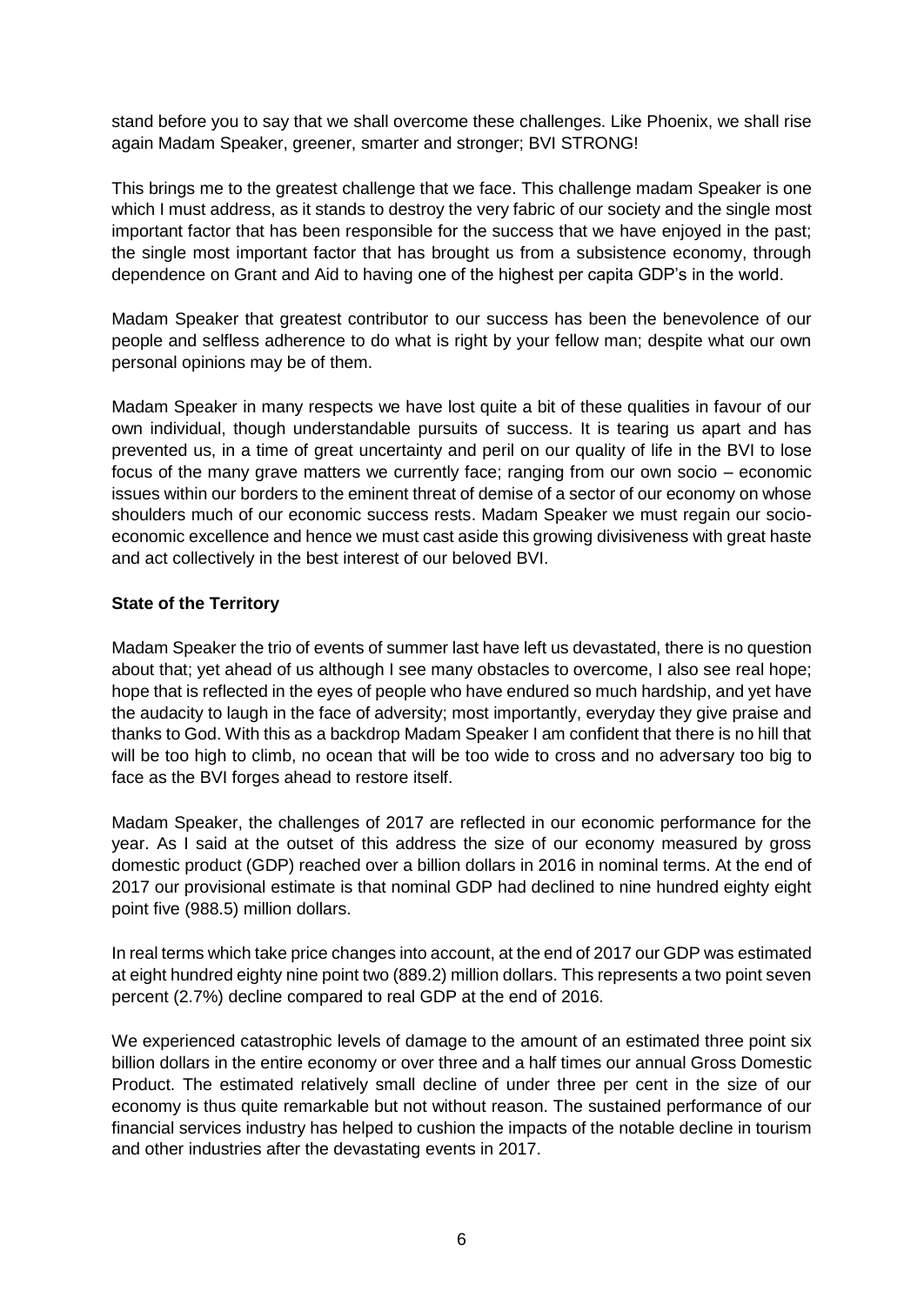stand before you to say that we shall overcome these challenges. Like Phoenix, we shall rise again Madam Speaker, greener, smarter and stronger; BVI STRONG!

This brings me to the greatest challenge that we face. This challenge madam Speaker is one which I must address, as it stands to destroy the very fabric of our society and the single most important factor that has been responsible for the success that we have enjoyed in the past; the single most important factor that has brought us from a subsistence economy, through dependence on Grant and Aid to having one of the highest per capita GDP's in the world.

Madam Speaker that greatest contributor to our success has been the benevolence of our people and selfless adherence to do what is right by your fellow man; despite what our own personal opinions may be of them.

Madam Speaker in many respects we have lost quite a bit of these qualities in favour of our own individual, though understandable pursuits of success. It is tearing us apart and has prevented us, in a time of great uncertainty and peril on our quality of life in the BVI to lose focus of the many grave matters we currently face; ranging from our own socio – economic issues within our borders to the eminent threat of demise of a sector of our economy on whose shoulders much of our economic success rests. Madam Speaker we must regain our socio-economic excellence and hence we must cast aside this growing divisiveness with great haste and act collectively in the best interest of our beloved BVI.

**State of the Territory**

Madam Speaker the trio of events of summer last have left us devastated, there is no question about that; yet ahead of us although I see many obstacles to overcome, I also see real hope; hope that is reflected in the eyes of people who have endured so much hardship, and yet have the audacity to laugh in the face of adversity; most importantly, everyday they give praise and thanks to God. With this as a backdrop Madam Speaker I am confident that there is no hill that will be too high to climb, no ocean that will be too wide to cross and no adversary too big to face as the BVI forges ahead to restore itself.

Madam Speaker, the challenges of 2017 are reflected in our economic performance for the year. As I said at the outset of this address the size of our economy measured by gross domestic product (GDP) reached over a billion dollars in 2016 in nominal terms. At the end of 2017 our provisional estimate is that nominal GDP had declined to nine hundred eighty eight point five (988.5) million dollars.

In real terms which take price changes into account, at the end of 2017 our GDP was estimated at eight hundred eighty nine point two (889.2) million dollars. This represents a two point seven percent (2.7%) decline compared to real GDP at the end of 2016.

We experienced catastrophic levels of damage to the amount of an estimated three point six billion dollars in the entire economy or over three and a half times our annual Gross Domestic Product. The estimated relatively small decline of under three per cent in the size of our economy is thus quite remarkable but not without reason. The sustained performance of our financial services industry has helped to cushion the impacts of the notable decline in tourism and other industries after the devastating events in 2017.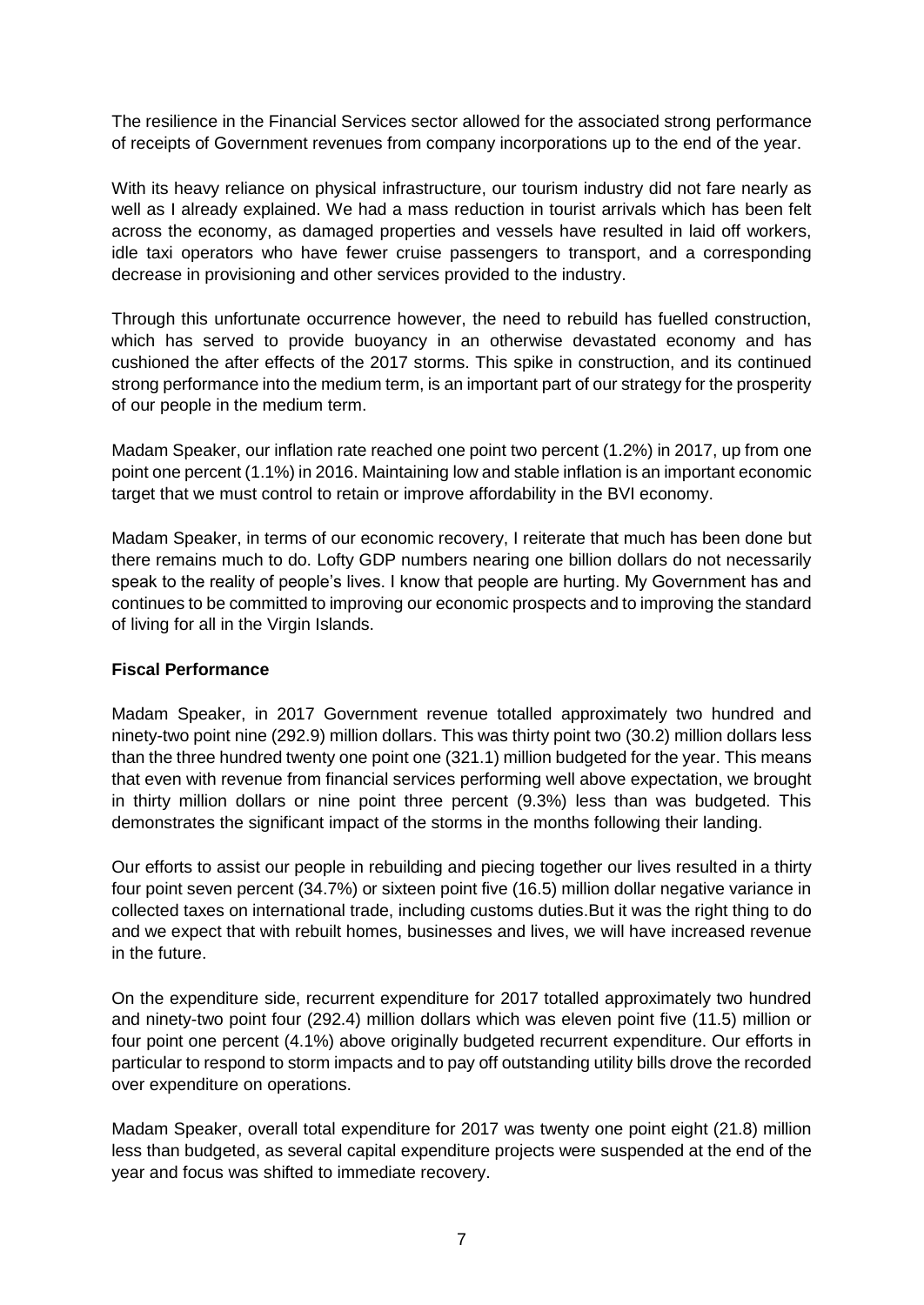The resilience in the Financial Services sector allowed for the associated strong performance of receipts of Government revenues from company incorporations up to the end of the year.

With its heavy reliance on physical infrastructure, our tourism industry did not fare nearly as well as I already explained. We had a mass reduction in tourist arrivals which has been felt across the economy, as damaged properties and vessels have resulted in laid off workers, idle taxi operators who have fewer cruise passengers to transport, and a corresponding decrease in provisioning and other services provided to the industry.

Through this unfortunate occurrence however, the need to rebuild has fuelled construction, which has served to provide buoyancy in an otherwise devastated economy and has cushioned the after effects of the 2017 storms. This spike in construction, and its continued strong performance into the medium term, is an important part of our strategy for the prosperity of our people in the medium term.

Madam Speaker, our inflation rate reached one point two percent (1.2%) in 2017, up from one point one percent (1.1%) in 2016. Maintaining low and stable inflation is an important economic target that we must control to retain or improve affordability in the BVI economy.

Madam Speaker, in terms of our economic recovery, I reiterate that much has been done but there remains much to do. Lofty GDP numbers nearing one billion dollars do not necessarily speak to the reality of people's lives. I know that people are hurting. My Government has and continues to be committed to improving our economic prospects and to improving the standard of living for all in the Virgin Islands.

**Fiscal Performance**

Madam Speaker, in 2017 Government revenue totalled approximately two hundred and ninety-two point nine (292.9) million dollars. This was thirty point two (30.2) million dollars less than the three hundred twenty one point one (321.1) million budgeted for the year. This means that even with revenue from financial services performing well above expectation, we brought in thirty million dollars or nine point three percent (9.3%) less than was budgeted. This demonstrates the significant impact of the storms in the months following their landing.

Our efforts to assist our people in rebuilding and piecing together our lives resulted in a thirty four point seven percent (34.7%) or sixteen point five (16.5) million dollar negative variance in collected taxes on international trade, including customs duties.But it was the right thing to do and we expect that with rebuilt homes, businesses and lives, we will have increased revenue in the future.

On the expenditure side, recurrent expenditure for 2017 totalled approximately two hundred and ninety-two point four (292.4) million dollars which was eleven point five (11.5) million or four point one percent (4.1%) above originally budgeted recurrent expenditure. Our efforts in particular to respond to storm impacts and to pay off outstanding utility bills drove the recorded over expenditure on operations.

Madam Speaker, overall total expenditure for 2017 was twenty one point eight (21.8) million less than budgeted, as several capital expenditure projects were suspended at the end of the year and focus was shifted to immediate recovery.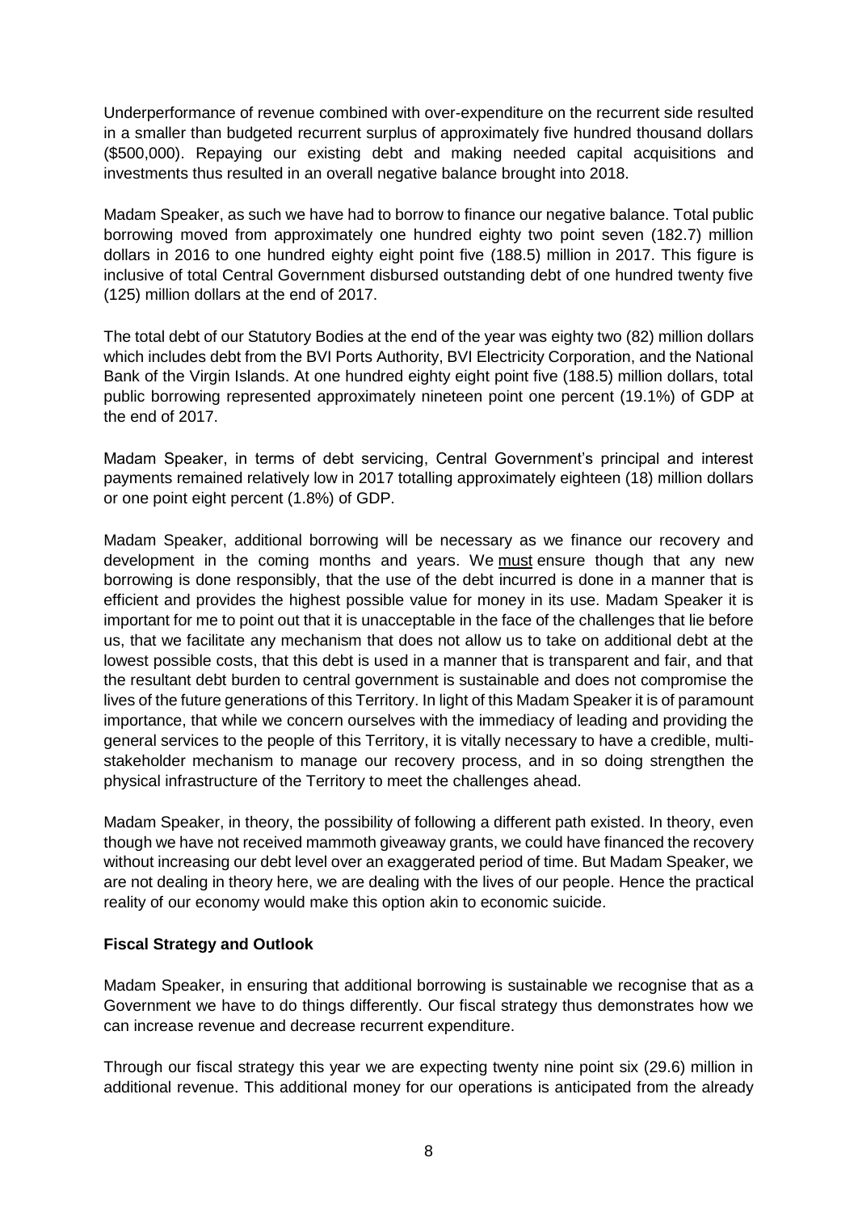Underperformance of revenue combined with over-expenditure on the recurrent side resulted in a smaller than budgeted recurrent surplus of approximately five hundred thousand dollars ($500,000). Repaying our existing debt and making needed capital acquisitions and investments thus resulted in an overall negative balance brought into 2018.

Madam Speaker, as such we have had to borrow to finance our negative balance. Total public borrowing moved from approximately one hundred eighty two point seven (182.7) million dollars in 2016 to one hundred eighty eight point five (188.5) million in 2017. This figure is inclusive of total Central Government disbursed outstanding debt of one hundred twenty five (125) million dollars at the end of 2017.

The total debt of our Statutory Bodies at the end of the year was eighty two (82) million dollars which includes debt from the BVI Ports Authority, BVI Electricity Corporation, and the National Bank of the Virgin Islands. At one hundred eighty eight point five (188.5) million dollars, total public borrowing represented approximately nineteen point one percent (19.1%) of GDP at the end of 2017.

Madam Speaker, in terms of debt servicing, Central Government's principal and interest payments remained relatively low in 2017 totalling approximately eighteen (18) million dollars or one point eight percent (1.8%) of GDP.

Madam Speaker, additional borrowing will be necessary as we finance our recovery and development in the coming months and years. We <u>must</u> ensure though that any new borrowing is done responsibly, that the use of the debt incurred is done in a manner that is efficient and provides the highest possible value for money in its use. Madam Speaker it is important for me to point out that it is unacceptable in the face of the challenges that lie before us, that we facilitate any mechanism that does not allow us to take on additional debt at the lowest possible costs, that this debt is used in a manner that is transparent and fair, and that the resultant debt burden to central government is sustainable and does not compromise the lives of the future generations of this Territory. In light of this Madam Speaker it is of paramount importance, that while we concern ourselves with the immediacy of leading and providing the general services to the people of this Territory, it is vitally necessary to have a credible, multi-stakeholder mechanism to manage our recovery process, and in so doing strengthen the physical infrastructure of the Territory to meet the challenges ahead.

Madam Speaker, in theory, the possibility of following a different path existed. In theory, even though we have not received mammoth giveaway grants, we could have financed the recovery without increasing our debt level over an exaggerated period of time. But Madam Speaker, we are not dealing in theory here, we are dealing with the lives of our people. Hence the practical reality of our economy would make this option akin to economic suicide.

**Fiscal Strategy and Outlook**

Madam Speaker, in ensuring that additional borrowing is sustainable we recognise that as a Government we have to do things differently. Our fiscal strategy thus demonstrates how we can increase revenue and decrease recurrent expenditure.

Through our fiscal strategy this year we are expecting twenty nine point six (29.6) million in additional revenue. This additional money for our operations is anticipated from the already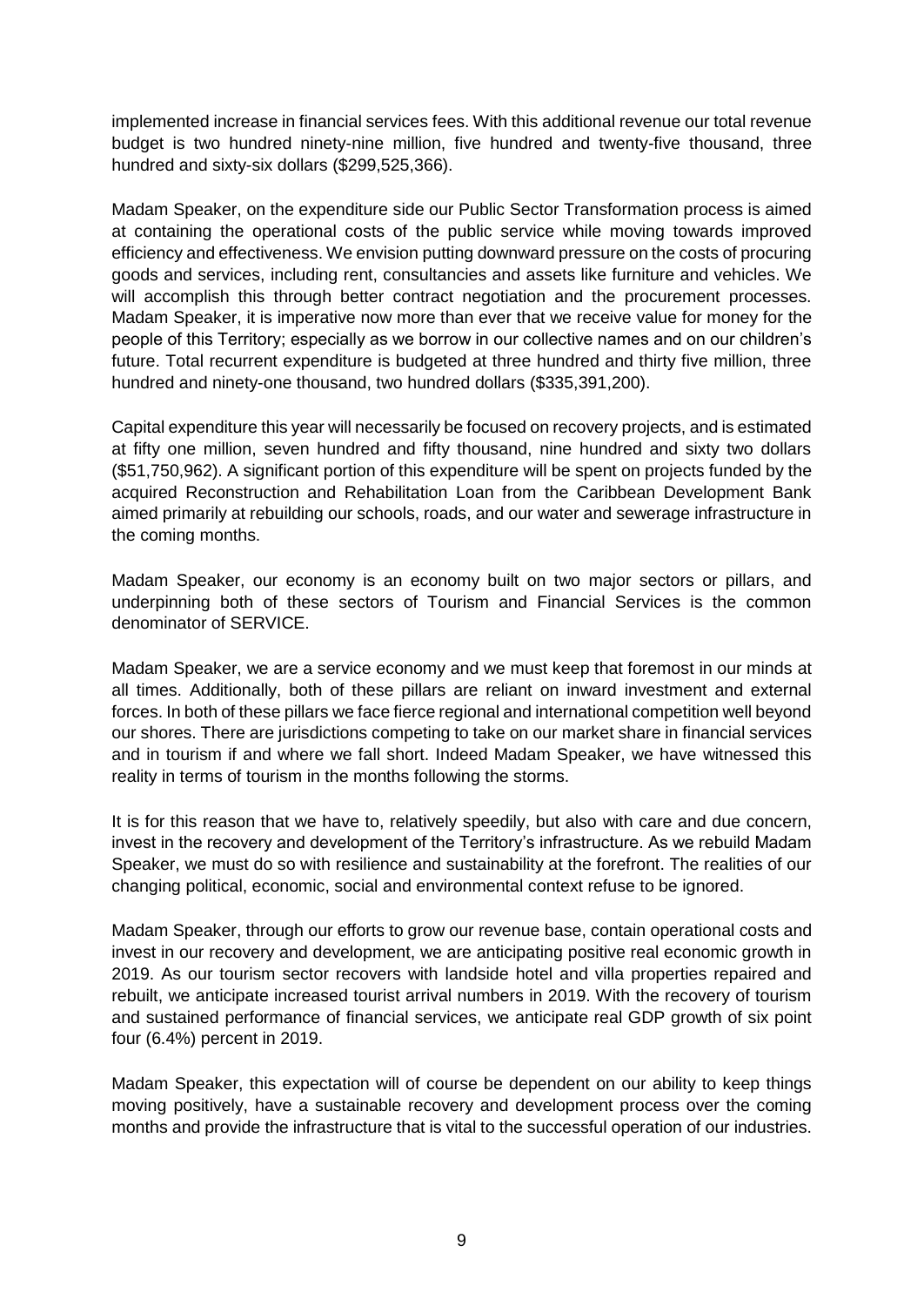implemented increase in financial services fees. With this additional revenue our total revenue budget is two hundred ninety-nine million, five hundred and twenty-five thousand, three hundred and sixty-six dollars ($299,525,366).

Madam Speaker, on the expenditure side our Public Sector Transformation process is aimed at containing the operational costs of the public service while moving towards improved efficiency and effectiveness. We envision putting downward pressure on the costs of procuring goods and services, including rent, consultancies and assets like furniture and vehicles. We will accomplish this through better contract negotiation and the procurement processes. Madam Speaker, it is imperative now more than ever that we receive value for money for the people of this Territory; especially as we borrow in our collective names and on our children's future. Total recurrent expenditure is budgeted at three hundred and thirty five million, three hundred and ninety-one thousand, two hundred dollars ($335,391,200).

Capital expenditure this year will necessarily be focused on recovery projects, and is estimated at fifty one million, seven hundred and fifty thousand, nine hundred and sixty two dollars ($51,750,962). A significant portion of this expenditure will be spent on projects funded by the acquired Reconstruction and Rehabilitation Loan from the Caribbean Development Bank aimed primarily at rebuilding our schools, roads, and our water and sewerage infrastructure in the coming months.

Madam Speaker, our economy is an economy built on two major sectors or pillars, and underpinning both of these sectors of Tourism and Financial Services is the common denominator of SERVICE.

Madam Speaker, we are a service economy and we must keep that foremost in our minds at all times. Additionally, both of these pillars are reliant on inward investment and external forces. In both of these pillars we face fierce regional and international competition well beyond our shores. There are jurisdictions competing to take on our market share in financial services and in tourism if and where we fall short. Indeed Madam Speaker, we have witnessed this reality in terms of tourism in the months following the storms.

It is for this reason that we have to, relatively speedily, but also with care and due concern, invest in the recovery and development of the Territory's infrastructure. As we rebuild Madam Speaker, we must do so with resilience and sustainability at the forefront. The realities of our changing political, economic, social and environmental context refuse to be ignored.

Madam Speaker, through our efforts to grow our revenue base, contain operational costs and invest in our recovery and development, we are anticipating positive real economic growth in 2019. As our tourism sector recovers with landside hotel and villa properties repaired and rebuilt, we anticipate increased tourist arrival numbers in 2019. With the recovery of tourism and sustained performance of financial services, we anticipate real GDP growth of six point four (6.4%) percent in 2019.

Madam Speaker, this expectation will of course be dependent on our ability to keep things moving positively, have a sustainable recovery and development process over the coming months and provide the infrastructure that is vital to the successful operation of our industries.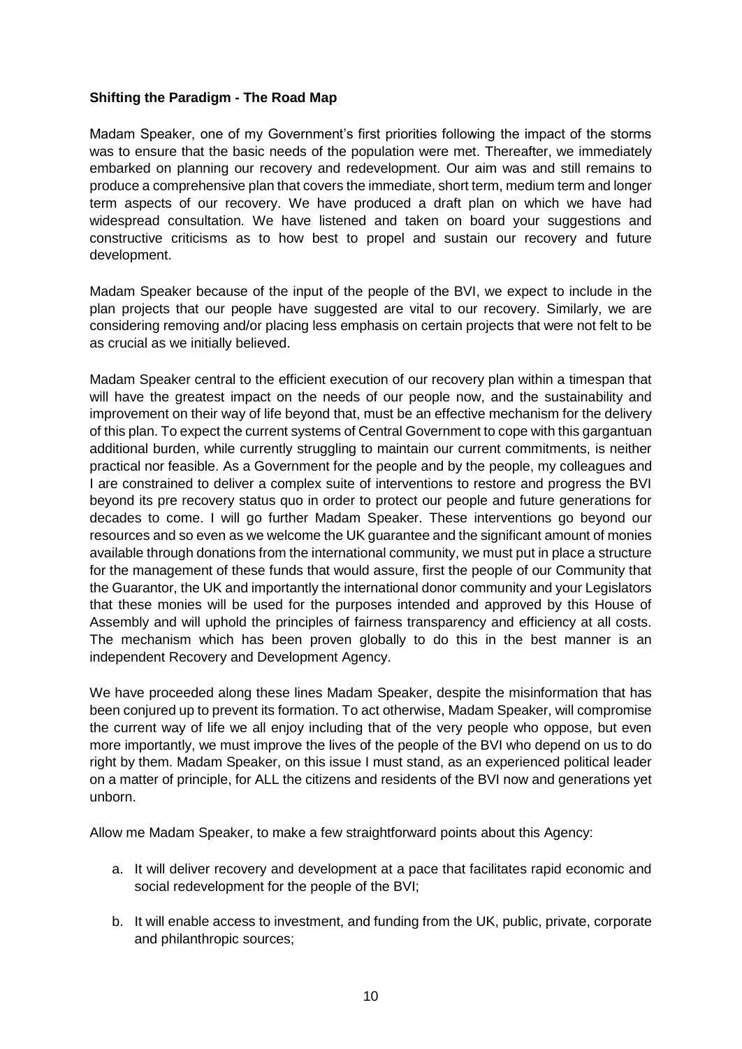**Shifting the Paradigm - The Road Map**

Madam Speaker, one of my Government's first priorities following the impact of the storms was to ensure that the basic needs of the population were met. Thereafter, we immediately embarked on planning our recovery and redevelopment. Our aim was and still remains to produce a comprehensive plan that covers the immediate, short term, medium term and longer term aspects of our recovery. We have produced a draft plan on which we have had widespread consultation. We have listened and taken on board your suggestions and constructive criticisms as to how best to propel and sustain our recovery and future development.

Madam Speaker because of the input of the people of the BVI, we expect to include in the plan projects that our people have suggested are vital to our recovery. Similarly, we are considering removing and/or placing less emphasis on certain projects that were not felt to be as crucial as we initially believed.

Madam Speaker central to the efficient execution of our recovery plan within a timespan that will have the greatest impact on the needs of our people now, and the sustainability and improvement on their way of life beyond that, must be an effective mechanism for the delivery of this plan. To expect the current systems of Central Government to cope with this gargantuan additional burden, while currently struggling to maintain our current commitments, is neither practical nor feasible. As a Government for the people and by the people, my colleagues and I are constrained to deliver a complex suite of interventions to restore and progress the BVI beyond its pre recovery status quo in order to protect our people and future generations for decades to come. I will go further Madam Speaker. These interventions go beyond our resources and so even as we welcome the UK guarantee and the significant amount of monies available through donations from the international community, we must put in place a structure for the management of these funds that would assure, first the people of our Community that the Guarantor, the UK and importantly the international donor community and your Legislators that these monies will be used for the purposes intended and approved by this House of Assembly and will uphold the principles of fairness transparency and efficiency at all costs. The mechanism which has been proven globally to do this in the best manner is an independent Recovery and Development Agency.

We have proceeded along these lines Madam Speaker, despite the misinformation that has been conjured up to prevent its formation. To act otherwise, Madam Speaker, will compromise the current way of life we all enjoy including that of the very people who oppose, but even more importantly, we must improve the lives of the people of the BVI who depend on us to do right by them. Madam Speaker, on this issue I must stand, as an experienced political leader on a matter of principle, for ALL the citizens and residents of the BVI now and generations yet unborn.

Allow me Madam Speaker, to make a few straightforward points about this Agency:

a. It will deliver recovery and development at a pace that facilitates rapid economic and social redevelopment for the people of the BVI;

b. It will enable access to investment, and funding from the UK, public, private, corporate and philanthropic sources;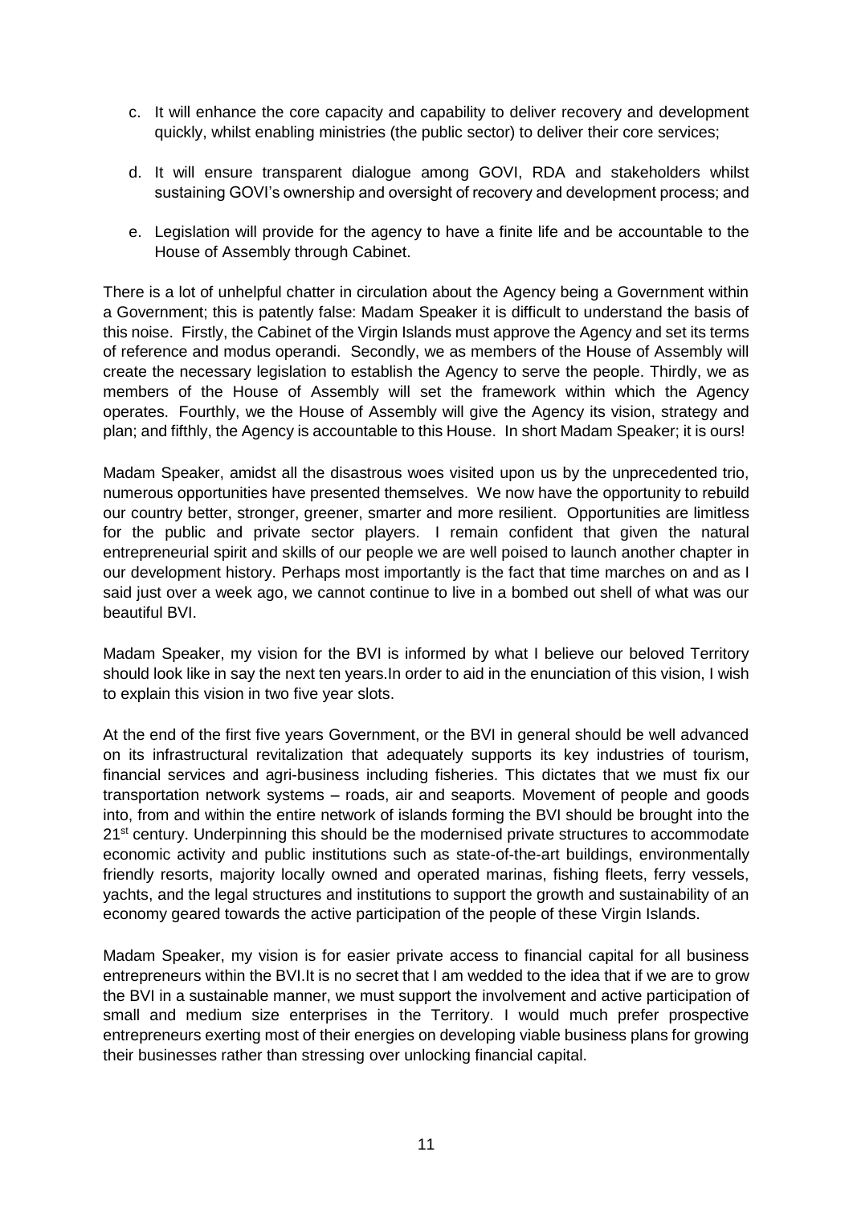c. It will enhance the core capacity and capability to deliver recovery and development quickly, whilst enabling ministries (the public sector) to deliver their core services;

d. It will ensure transparent dialogue among GOVI, RDA and stakeholders whilst sustaining GOVI's ownership and oversight of recovery and development process; and

e. Legislation will provide for the agency to have a finite life and be accountable to the House of Assembly through Cabinet.

There is a lot of unhelpful chatter in circulation about the Agency being a Government within a Government; this is patently false: Madam Speaker it is difficult to understand the basis of this noise. Firstly, the Cabinet of the Virgin Islands must approve the Agency and set its terms of reference and modus operandi. Secondly, we as members of the House of Assembly will create the necessary legislation to establish the Agency to serve the people. Thirdly, we as members of the House of Assembly will set the framework within which the Agency operates. Fourthly, we the House of Assembly will give the Agency its vision, strategy and plan; and fifthly, the Agency is accountable to this House. In short Madam Speaker; it is ours!

Madam Speaker, amidst all the disastrous woes visited upon us by the unprecedented trio, numerous opportunities have presented themselves. We now have the opportunity to rebuild our country better, stronger, greener, smarter and more resilient. Opportunities are limitless for the public and private sector players. I remain confident that given the natural entrepreneurial spirit and skills of our people we are well poised to launch another chapter in our development history. Perhaps most importantly is the fact that time marches on and as I said just over a week ago, we cannot continue to live in a bombed out shell of what was our beautiful BVI.

Madam Speaker, my vision for the BVI is informed by what I believe our beloved Territory should look like in say the next ten years.In order to aid in the enunciation of this vision, I wish to explain this vision in two five year slots.

At the end of the first five years Government, or the BVI in general should be well advanced on its infrastructural revitalization that adequately supports its key industries of tourism, financial services and agri-business including fisheries. This dictates that we must fix our transportation network systems – roads, air and seaports. Movement of people and goods into, from and within the entire network of islands forming the BVI should be brought into the 21st century. Underpinning this should be the modernised private structures to accommodate economic activity and public institutions such as state-of-the-art buildings, environmentally friendly resorts, majority locally owned and operated marinas, fishing fleets, ferry vessels, yachts, and the legal structures and institutions to support the growth and sustainability of an economy geared towards the active participation of the people of these Virgin Islands.

Madam Speaker, my vision is for easier private access to financial capital for all business entrepreneurs within the BVI.It is no secret that I am wedded to the idea that if we are to grow the BVI in a sustainable manner, we must support the involvement and active participation of small and medium size enterprises in the Territory. I would much prefer prospective entrepreneurs exerting most of their energies on developing viable business plans for growing their businesses rather than stressing over unlocking financial capital.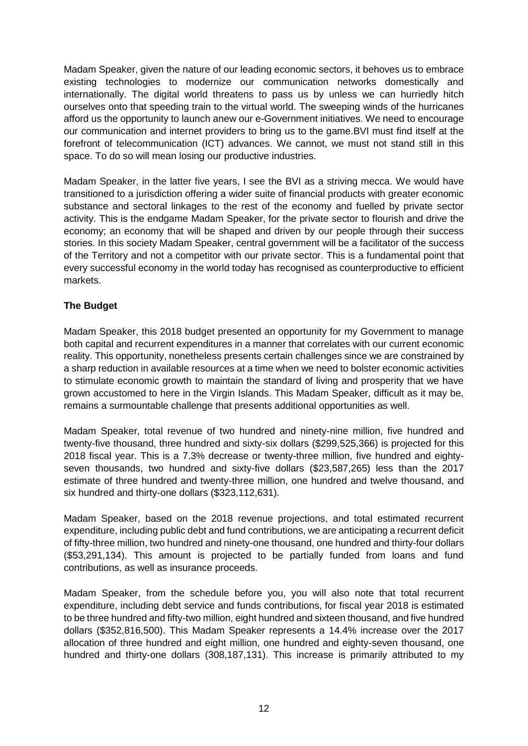Madam Speaker, given the nature of our leading economic sectors, it behoves us to embrace existing technologies to modernize our communication networks domestically and internationally. The digital world threatens to pass us by unless we can hurriedly hitch ourselves onto that speeding train to the virtual world. The sweeping winds of the hurricanes afford us the opportunity to launch anew our e-Government initiatives. We need to encourage our communication and internet providers to bring us to the game.BVI must find itself at the forefront of telecommunication (ICT) advances. We cannot, we must not stand still in this space. To do so will mean losing our productive industries.

Madam Speaker, in the latter five years, I see the BVI as a striving mecca. We would have transitioned to a jurisdiction offering a wider suite of financial products with greater economic substance and sectoral linkages to the rest of the economy and fuelled by private sector activity. This is the endgame Madam Speaker, for the private sector to flourish and drive the economy; an economy that will be shaped and driven by our people through their success stories. In this society Madam Speaker, central government will be a facilitator of the success of the Territory and not a competitor with our private sector. This is a fundamental point that every successful economy in the world today has recognised as counterproductive to efficient markets.

**The Budget**

Madam Speaker, this 2018 budget presented an opportunity for my Government to manage both capital and recurrent expenditures in a manner that correlates with our current economic reality. This opportunity, nonetheless presents certain challenges since we are constrained by a sharp reduction in available resources at a time when we need to bolster economic activities to stimulate economic growth to maintain the standard of living and prosperity that we have grown accustomed to here in the Virgin Islands. This Madam Speaker, difficult as it may be, remains a surmountable challenge that presents additional opportunities as well.

Madam Speaker, total revenue of two hundred and ninety-nine million, five hundred and twenty-five thousand, three hundred and sixty-six dollars ($299,525,366) is projected for this 2018 fiscal year. This is a 7.3% decrease or twenty-three million, five hundred and eighty-seven thousands, two hundred and sixty-five dollars ($23,587,265) less than the 2017 estimate of three hundred and twenty-three million, one hundred and twelve thousand, and six hundred and thirty-one dollars ($323,112,631).

Madam Speaker, based on the 2018 revenue projections, and total estimated recurrent expenditure, including public debt and fund contributions, we are anticipating a recurrent deficit of fifty-three million, two hundred and ninety-one thousand, one hundred and thirty-four dollars ($53,291,134). This amount is projected to be partially funded from loans and fund contributions, as well as insurance proceeds.

Madam Speaker, from the schedule before you, you will also note that total recurrent expenditure, including debt service and funds contributions, for fiscal year 2018 is estimated to be three hundred and fifty-two million, eight hundred and sixteen thousand, and five hundred dollars ($352,816,500). This Madam Speaker represents a 14.4% increase over the 2017 allocation of three hundred and eight million, one hundred and eighty-seven thousand, one hundred and thirty-one dollars (308,187,131). This increase is primarily attributed to my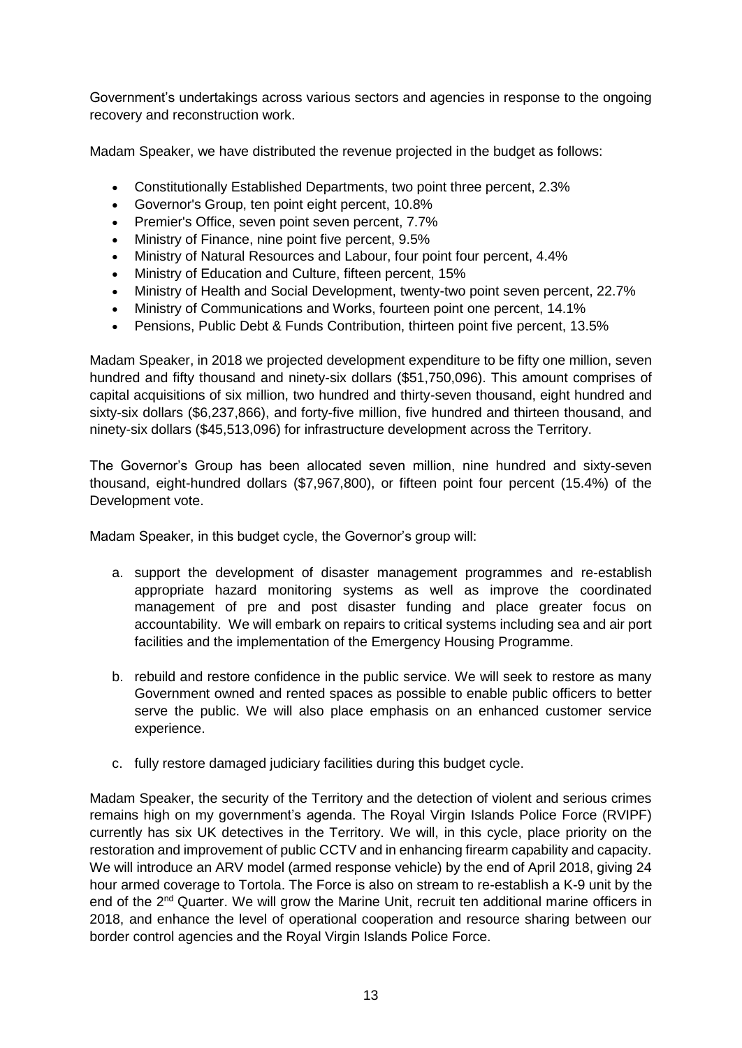Government's undertakings across various sectors and agencies in response to the ongoing recovery and reconstruction work.

Madam Speaker, we have distributed the revenue projected in the budget as follows:

- Constitutionally Established Departments, two point three percent, 2.3%
- Governor's Group, ten point eight percent, 10.8%
- Premier's Office, seven point seven percent, 7.7%
- Ministry of Finance, nine point five percent, 9.5%
- Ministry of Natural Resources and Labour, four point four percent, 4.4%
- Ministry of Education and Culture, fifteen percent, 15%
- Ministry of Health and Social Development, twenty-two point seven percent, 22.7%
- Ministry of Communications and Works, fourteen point one percent, 14.1%
- Pensions, Public Debt & Funds Contribution, thirteen point five percent, 13.5%

Madam Speaker, in 2018 we projected development expenditure to be fifty one million, seven hundred and fifty thousand and ninety-six dollars ($51,750,096). This amount comprises of capital acquisitions of six million, two hundred and thirty-seven thousand, eight hundred and sixty-six dollars ($6,237,866), and forty-five million, five hundred and thirteen thousand, and ninety-six dollars ($45,513,096) for infrastructure development across the Territory.

The Governor's Group has been allocated seven million, nine hundred and sixty-seven thousand, eight-hundred dollars ($7,967,800), or fifteen point four percent (15.4%) of the Development vote.

Madam Speaker, in this budget cycle, the Governor's group will:

a. support the development of disaster management programmes and re-establish appropriate hazard monitoring systems as well as improve the coordinated management of pre and post disaster funding and place greater focus on accountability. We will embark on repairs to critical systems including sea and air port facilities and the implementation of the Emergency Housing Programme.

b. rebuild and restore confidence in the public service. We will seek to restore as many Government owned and rented spaces as possible to enable public officers to better serve the public. We will also place emphasis on an enhanced customer service experience.

c. fully restore damaged judiciary facilities during this budget cycle.

Madam Speaker, the security of the Territory and the detection of violent and serious crimes remains high on my government's agenda. The Royal Virgin Islands Police Force (RVIPF) currently has six UK detectives in the Territory. We will, in this cycle, place priority on the restoration and improvement of public CCTV and in enhancing firearm capability and capacity. We will introduce an ARV model (armed response vehicle) by the end of April 2018, giving 24 hour armed coverage to Tortola. The Force is also on stream to re-establish a K-9 unit by the end of the 2nd Quarter. We will grow the Marine Unit, recruit ten additional marine officers in 2018, and enhance the level of operational cooperation and resource sharing between our border control agencies and the Royal Virgin Islands Police Force.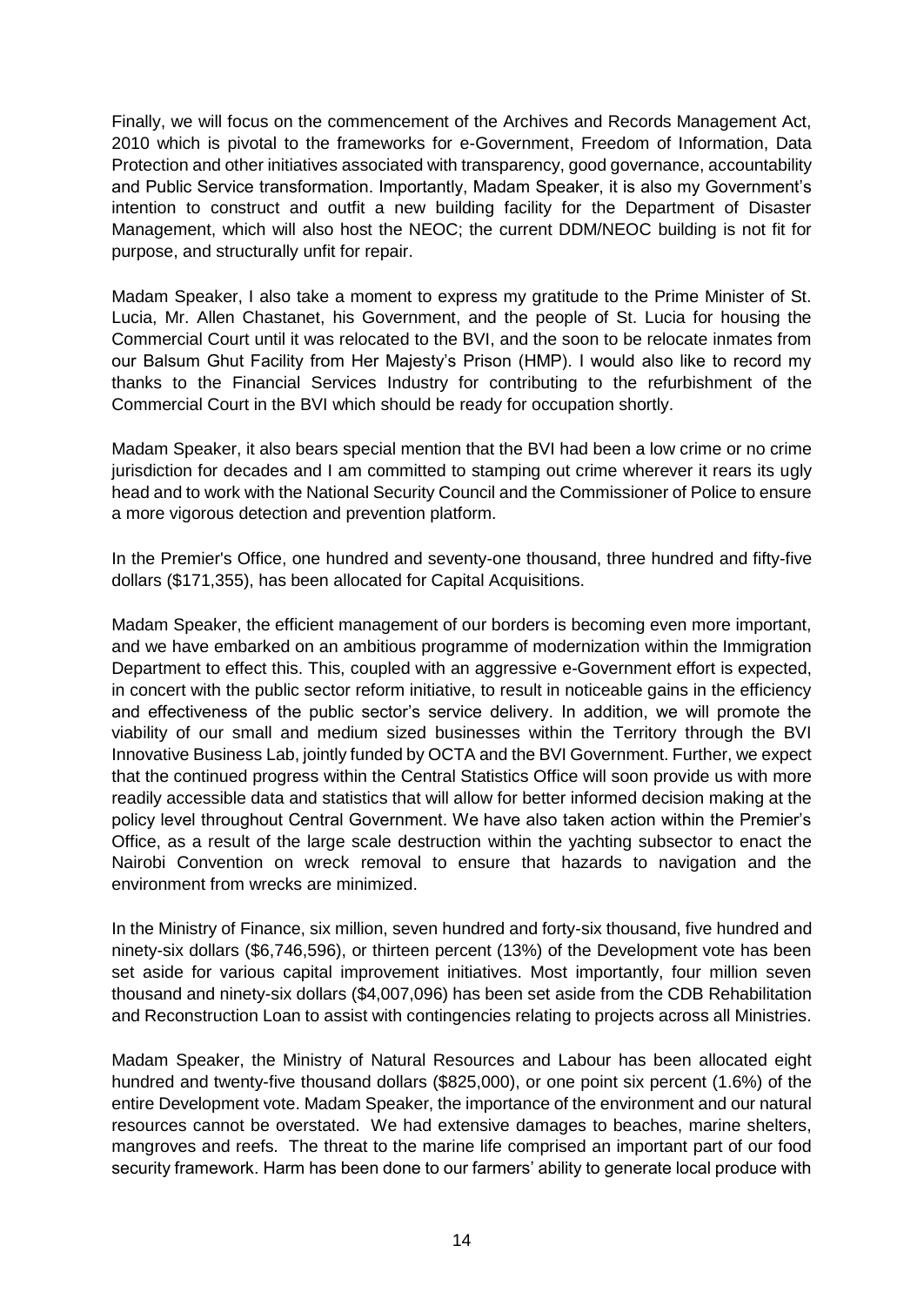Finally, we will focus on the commencement of the Archives and Records Management Act, 2010 which is pivotal to the frameworks for e-Government, Freedom of Information, Data Protection and other initiatives associated with transparency, good governance, accountability and Public Service transformation. Importantly, Madam Speaker, it is also my Government's intention to construct and outfit a new building facility for the Department of Disaster Management, which will also host the NEOC; the current DDM/NEOC building is not fit for purpose, and structurally unfit for repair.

Madam Speaker, I also take a moment to express my gratitude to the Prime Minister of St. Lucia, Mr. Allen Chastanet, his Government, and the people of St. Lucia for housing the Commercial Court until it was relocated to the BVI, and the soon to be relocate inmates from our Balsum Ghut Facility from Her Majesty's Prison (HMP). I would also like to record my thanks to the Financial Services Industry for contributing to the refurbishment of the Commercial Court in the BVI which should be ready for occupation shortly.

Madam Speaker, it also bears special mention that the BVI had been a low crime or no crime jurisdiction for decades and I am committed to stamping out crime wherever it rears its ugly head and to work with the National Security Council and the Commissioner of Police to ensure a more vigorous detection and prevention platform.

In the Premier's Office, one hundred and seventy-one thousand, three hundred and fifty-five dollars ($171,355), has been allocated for Capital Acquisitions.

Madam Speaker, the efficient management of our borders is becoming even more important, and we have embarked on an ambitious programme of modernization within the Immigration Department to effect this. This, coupled with an aggressive e-Government effort is expected, in concert with the public sector reform initiative, to result in noticeable gains in the efficiency and effectiveness of the public sector's service delivery. In addition, we will promote the viability of our small and medium sized businesses within the Territory through the BVI Innovative Business Lab, jointly funded by OCTA and the BVI Government. Further, we expect that the continued progress within the Central Statistics Office will soon provide us with more readily accessible data and statistics that will allow for better informed decision making at the policy level throughout Central Government. We have also taken action within the Premier's Office, as a result of the large scale destruction within the yachting subsector to enact the Nairobi Convention on wreck removal to ensure that hazards to navigation and the environment from wrecks are minimized.

In the Ministry of Finance, six million, seven hundred and forty-six thousand, five hundred and ninety-six dollars ($6,746,596), or thirteen percent (13%) of the Development vote has been set aside for various capital improvement initiatives. Most importantly, four million seven thousand and ninety-six dollars ($4,007,096) has been set aside from the CDB Rehabilitation and Reconstruction Loan to assist with contingencies relating to projects across all Ministries.

Madam Speaker, the Ministry of Natural Resources and Labour has been allocated eight hundred and twenty-five thousand dollars ($825,000), or one point six percent (1.6%) of the entire Development vote. Madam Speaker, the importance of the environment and our natural resources cannot be overstated. We had extensive damages to beaches, marine shelters, mangroves and reefs. The threat to the marine life comprised an important part of our food security framework. Harm has been done to our farmers' ability to generate local produce with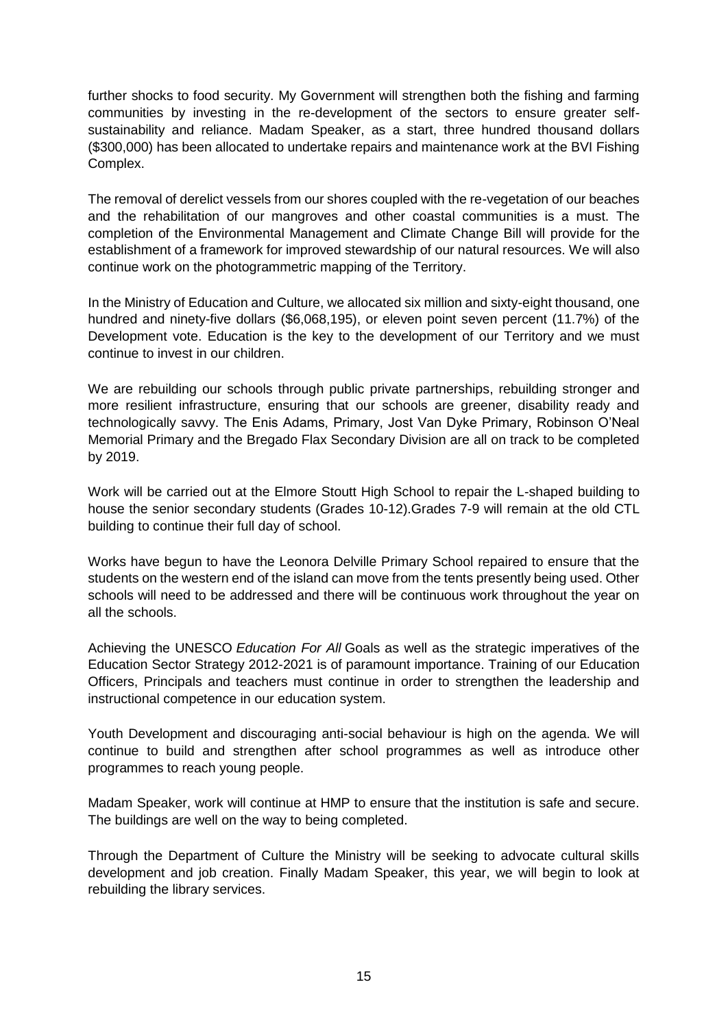further shocks to food security. My Government will strengthen both the fishing and farming communities by investing in the re-development of the sectors to ensure greater self-sustainability and reliance. Madam Speaker, as a start, three hundred thousand dollars ($300,000) has been allocated to undertake repairs and maintenance work at the BVI Fishing Complex.

The removal of derelict vessels from our shores coupled with the re-vegetation of our beaches and the rehabilitation of our mangroves and other coastal communities is a must. The completion of the Environmental Management and Climate Change Bill will provide for the establishment of a framework for improved stewardship of our natural resources. We will also continue work on the photogrammetric mapping of the Territory.

In the Ministry of Education and Culture, we allocated six million and sixty-eight thousand, one hundred and ninety-five dollars ($6,068,195), or eleven point seven percent (11.7%) of the Development vote. Education is the key to the development of our Territory and we must continue to invest in our children.

We are rebuilding our schools through public private partnerships, rebuilding stronger and more resilient infrastructure, ensuring that our schools are greener, disability ready and technologically savvy. The Enis Adams, Primary, Jost Van Dyke Primary, Robinson O'Neal Memorial Primary and the Bregado Flax Secondary Division are all on track to be completed by 2019.

Work will be carried out at the Elmore Stoutt High School to repair the L-shaped building to house the senior secondary students (Grades 10-12).Grades 7-9 will remain at the old CTL building to continue their full day of school.

Works have begun to have the Leonora Delville Primary School repaired to ensure that the students on the western end of the island can move from the tents presently being used. Other schools will need to be addressed and there will be continuous work throughout the year on all the schools.

Achieving the UNESCO *Education For All* Goals as well as the strategic imperatives of the Education Sector Strategy 2012-2021 is of paramount importance. Training of our Education Officers, Principals and teachers must continue in order to strengthen the leadership and instructional competence in our education system.

Youth Development and discouraging anti-social behaviour is high on the agenda. We will continue to build and strengthen after school programmes as well as introduce other programmes to reach young people.

Madam Speaker, work will continue at HMP to ensure that the institution is safe and secure. The buildings are well on the way to being completed.

Through the Department of Culture the Ministry will be seeking to advocate cultural skills development and job creation. Finally Madam Speaker, this year, we will begin to look at rebuilding the library services.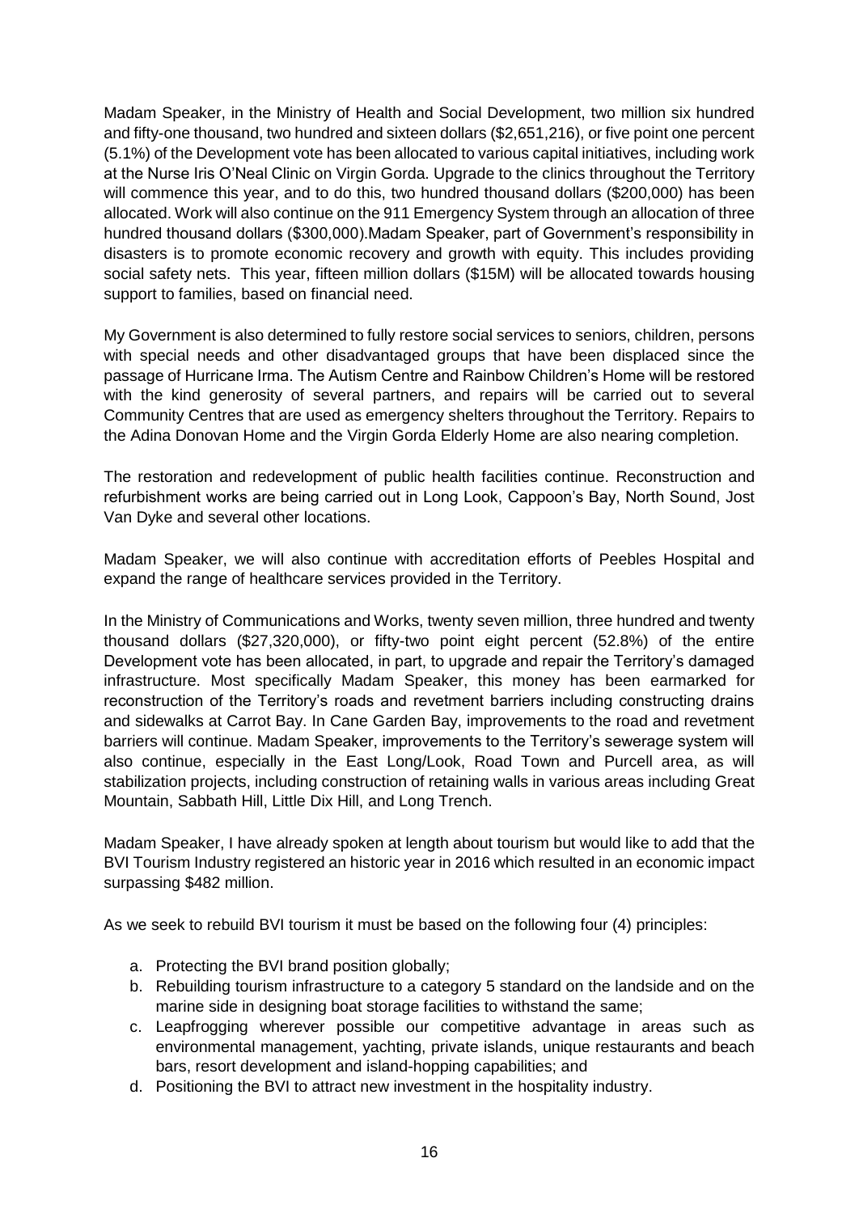Madam Speaker, in the Ministry of Health and Social Development, two million six hundred and fifty-one thousand, two hundred and sixteen dollars ($2,651,216), or five point one percent (5.1%) of the Development vote has been allocated to various capital initiatives, including work at the Nurse Iris O'Neal Clinic on Virgin Gorda. Upgrade to the clinics throughout the Territory will commence this year, and to do this, two hundred thousand dollars ($200,000) has been allocated. Work will also continue on the 911 Emergency System through an allocation of three hundred thousand dollars ($300,000).Madam Speaker, part of Government's responsibility in disasters is to promote economic recovery and growth with equity. This includes providing social safety nets. This year, fifteen million dollars ($15M) will be allocated towards housing support to families, based on financial need.

My Government is also determined to fully restore social services to seniors, children, persons with special needs and other disadvantaged groups that have been displaced since the passage of Hurricane Irma. The Autism Centre and Rainbow Children's Home will be restored with the kind generosity of several partners, and repairs will be carried out to several Community Centres that are used as emergency shelters throughout the Territory. Repairs to the Adina Donovan Home and the Virgin Gorda Elderly Home are also nearing completion.

The restoration and redevelopment of public health facilities continue. Reconstruction and refurbishment works are being carried out in Long Look, Cappoon's Bay, North Sound, Jost Van Dyke and several other locations.

Madam Speaker, we will also continue with accreditation efforts of Peebles Hospital and expand the range of healthcare services provided in the Territory.

In the Ministry of Communications and Works, twenty seven million, three hundred and twenty thousand dollars ($27,320,000), or fifty-two point eight percent (52.8%) of the entire Development vote has been allocated, in part, to upgrade and repair the Territory's damaged infrastructure. Most specifically Madam Speaker, this money has been earmarked for reconstruction of the Territory's roads and revetment barriers including constructing drains and sidewalks at Carrot Bay. In Cane Garden Bay, improvements to the road and revetment barriers will continue. Madam Speaker, improvements to the Territory's sewerage system will also continue, especially in the East Long/Look, Road Town and Purcell area, as will stabilization projects, including construction of retaining walls in various areas including Great Mountain, Sabbath Hill, Little Dix Hill, and Long Trench.

Madam Speaker, I have already spoken at length about tourism but would like to add that the BVI Tourism Industry registered an historic year in 2016 which resulted in an economic impact surpassing $482 million.

As we seek to rebuild BVI tourism it must be based on the following four (4) principles:

a. Protecting the BVI brand position globally;
b. Rebuilding tourism infrastructure to a category 5 standard on the landside and on the marine side in designing boat storage facilities to withstand the same;
c. Leapfrogging wherever possible our competitive advantage in areas such as environmental management, yachting, private islands, unique restaurants and beach bars, resort development and island-hopping capabilities; and
d. Positioning the BVI to attract new investment in the hospitality industry.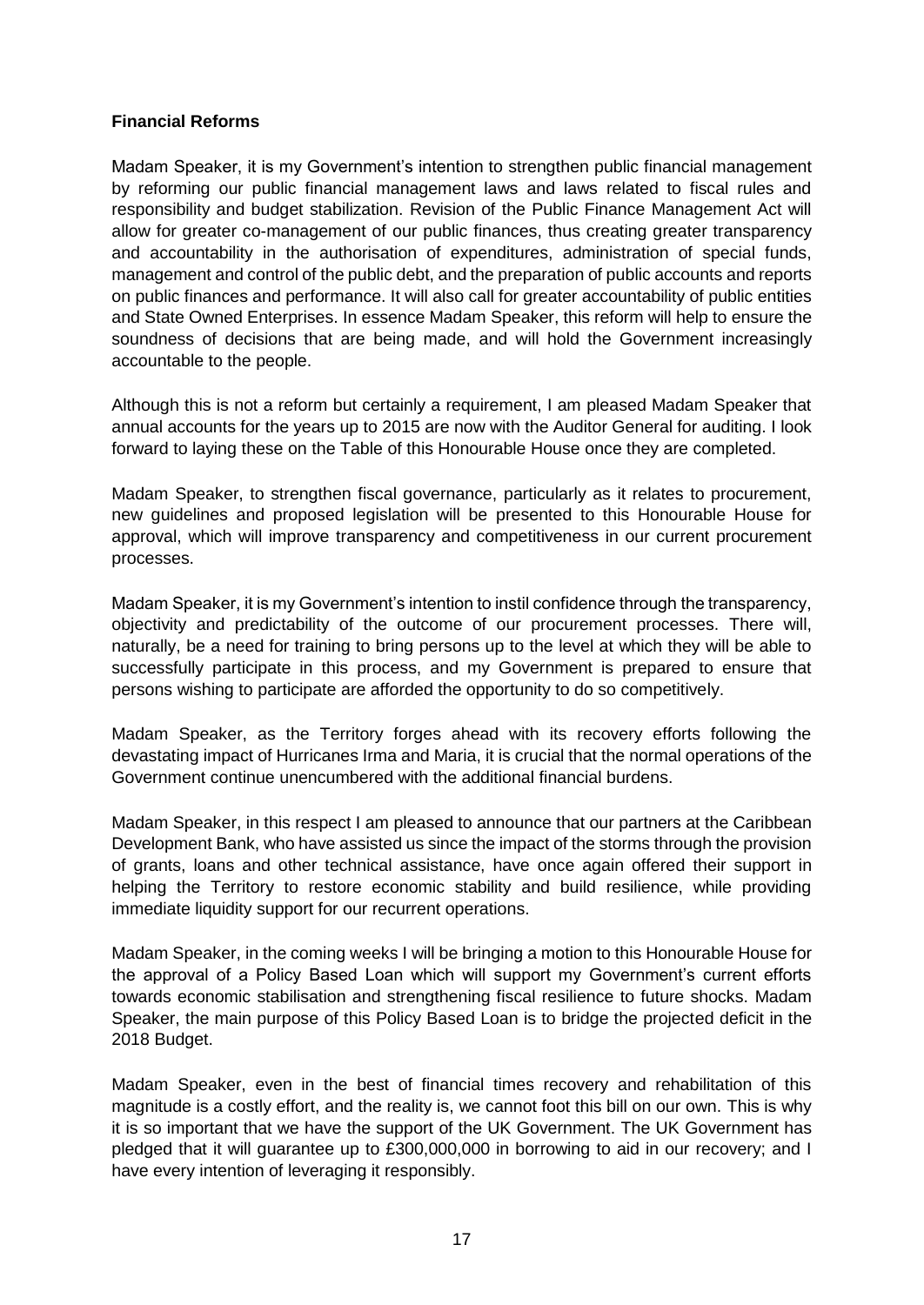**Financial Reforms**

Madam Speaker, it is my Government's intention to strengthen public financial management by reforming our public financial management laws and laws related to fiscal rules and responsibility and budget stabilization. Revision of the Public Finance Management Act will allow for greater co-management of our public finances, thus creating greater transparency and accountability in the authorisation of expenditures, administration of special funds, management and control of the public debt, and the preparation of public accounts and reports on public finances and performance. It will also call for greater accountability of public entities and State Owned Enterprises. In essence Madam Speaker, this reform will help to ensure the soundness of decisions that are being made, and will hold the Government increasingly accountable to the people.

Although this is not a reform but certainly a requirement, I am pleased Madam Speaker that annual accounts for the years up to 2015 are now with the Auditor General for auditing. I look forward to laying these on the Table of this Honourable House once they are completed.

Madam Speaker, to strengthen fiscal governance, particularly as it relates to procurement, new guidelines and proposed legislation will be presented to this Honourable House for approval, which will improve transparency and competitiveness in our current procurement processes.

Madam Speaker, it is my Government's intention to instil confidence through the transparency, objectivity and predictability of the outcome of our procurement processes. There will, naturally, be a need for training to bring persons up to the level at which they will be able to successfully participate in this process, and my Government is prepared to ensure that persons wishing to participate are afforded the opportunity to do so competitively.

Madam Speaker, as the Territory forges ahead with its recovery efforts following the devastating impact of Hurricanes Irma and Maria, it is crucial that the normal operations of the Government continue unencumbered with the additional financial burdens.

Madam Speaker, in this respect I am pleased to announce that our partners at the Caribbean Development Bank, who have assisted us since the impact of the storms through the provision of grants, loans and other technical assistance, have once again offered their support in helping the Territory to restore economic stability and build resilience, while providing immediate liquidity support for our recurrent operations.

Madam Speaker, in the coming weeks I will be bringing a motion to this Honourable House for the approval of a Policy Based Loan which will support my Government's current efforts towards economic stabilisation and strengthening fiscal resilience to future shocks. Madam Speaker, the main purpose of this Policy Based Loan is to bridge the projected deficit in the 2018 Budget.

Madam Speaker, even in the best of financial times recovery and rehabilitation of this magnitude is a costly effort, and the reality is, we cannot foot this bill on our own. This is why it is so important that we have the support of the UK Government. The UK Government has pledged that it will guarantee up to £300,000,000 in borrowing to aid in our recovery; and I have every intention of leveraging it responsibly.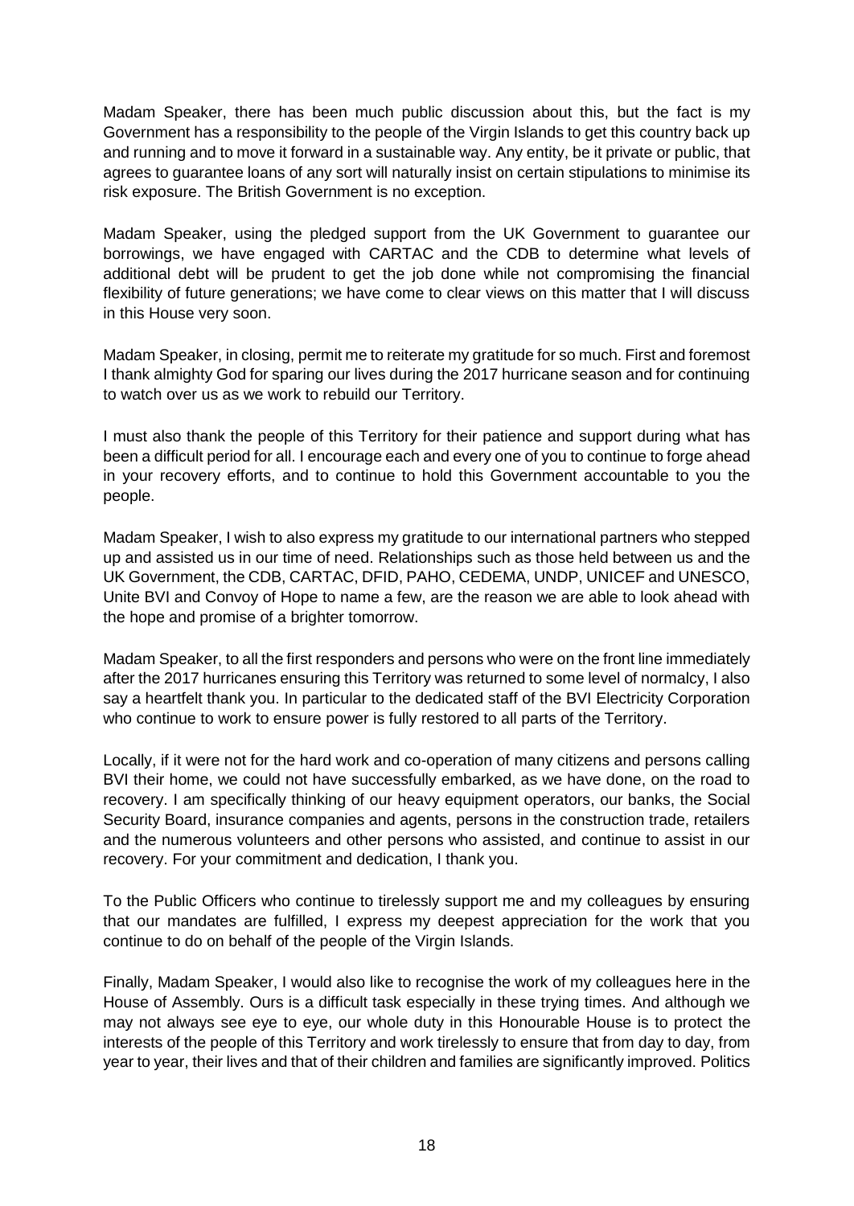Madam Speaker, there has been much public discussion about this, but the fact is my Government has a responsibility to the people of the Virgin Islands to get this country back up and running and to move it forward in a sustainable way. Any entity, be it private or public, that agrees to guarantee loans of any sort will naturally insist on certain stipulations to minimise its risk exposure. The British Government is no exception.

Madam Speaker, using the pledged support from the UK Government to guarantee our borrowings, we have engaged with CARTAC and the CDB to determine what levels of additional debt will be prudent to get the job done while not compromising the financial flexibility of future generations; we have come to clear views on this matter that I will discuss in this House very soon.

Madam Speaker, in closing, permit me to reiterate my gratitude for so much. First and foremost I thank almighty God for sparing our lives during the 2017 hurricane season and for continuing to watch over us as we work to rebuild our Territory.

I must also thank the people of this Territory for their patience and support during what has been a difficult period for all. I encourage each and every one of you to continue to forge ahead in your recovery efforts, and to continue to hold this Government accountable to you the people.

Madam Speaker, I wish to also express my gratitude to our international partners who stepped up and assisted us in our time of need. Relationships such as those held between us and the UK Government, the CDB, CARTAC, DFID, PAHO, CEDEMA, UNDP, UNICEF and UNESCO, Unite BVI and Convoy of Hope to name a few, are the reason we are able to look ahead with the hope and promise of a brighter tomorrow.

Madam Speaker, to all the first responders and persons who were on the front line immediately after the 2017 hurricanes ensuring this Territory was returned to some level of normalcy, I also say a heartfelt thank you. In particular to the dedicated staff of the BVI Electricity Corporation who continue to work to ensure power is fully restored to all parts of the Territory.

Locally, if it were not for the hard work and co-operation of many citizens and persons calling BVI their home, we could not have successfully embarked, as we have done, on the road to recovery. I am specifically thinking of our heavy equipment operators, our banks, the Social Security Board, insurance companies and agents, persons in the construction trade, retailers and the numerous volunteers and other persons who assisted, and continue to assist in our recovery. For your commitment and dedication, I thank you.

To the Public Officers who continue to tirelessly support me and my colleagues by ensuring that our mandates are fulfilled, I express my deepest appreciation for the work that you continue to do on behalf of the people of the Virgin Islands.

Finally, Madam Speaker, I would also like to recognise the work of my colleagues here in the House of Assembly. Ours is a difficult task especially in these trying times. And although we may not always see eye to eye, our whole duty in this Honourable House is to protect the interests of the people of this Territory and work tirelessly to ensure that from day to day, from year to year, their lives and that of their children and families are significantly improved. Politics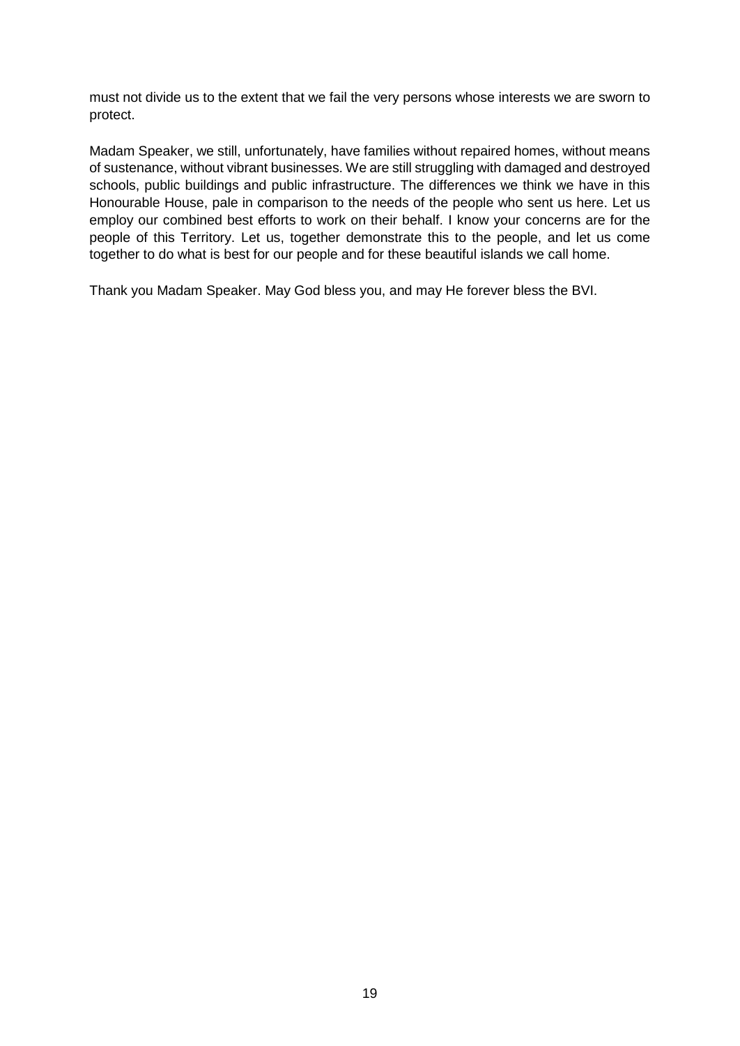must not divide us to the extent that we fail the very persons whose interests we are sworn to protect.

Madam Speaker, we still, unfortunately, have families without repaired homes, without means of sustenance, without vibrant businesses. We are still struggling with damaged and destroyed schools, public buildings and public infrastructure. The differences we think we have in this Honourable House, pale in comparison to the needs of the people who sent us here. Let us employ our combined best efforts to work on their behalf. I know your concerns are for the people of this Territory. Let us, together demonstrate this to the people, and let us come together to do what is best for our people and for these beautiful islands we call home.

Thank you Madam Speaker. May God bless you, and may He forever bless the BVI.